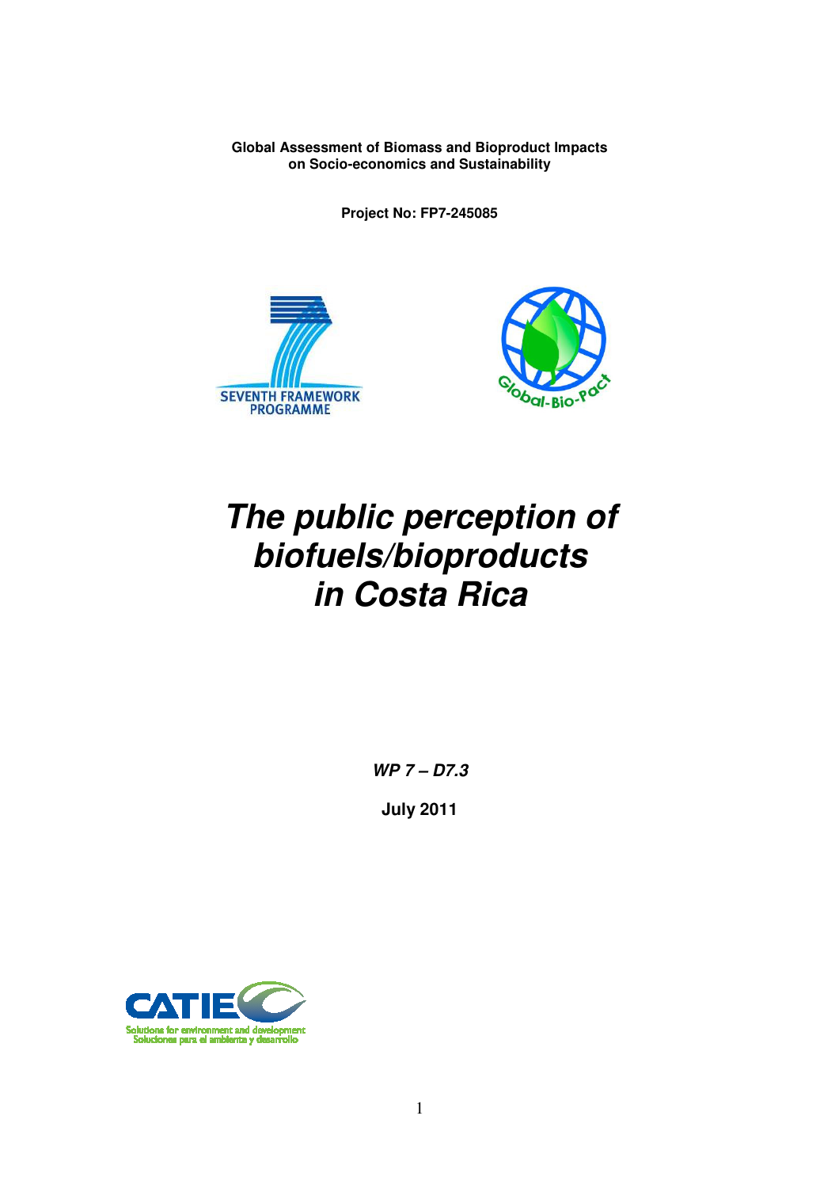**Global Assessment of Biomass and Bioproduct Impacts on Socio-economics and Sustainability**

**Project No: FP7-245085**

# *The public perception of biofuels/bioproducts in Costa Rica*

***WP 7 – D7.3***

**July 2011**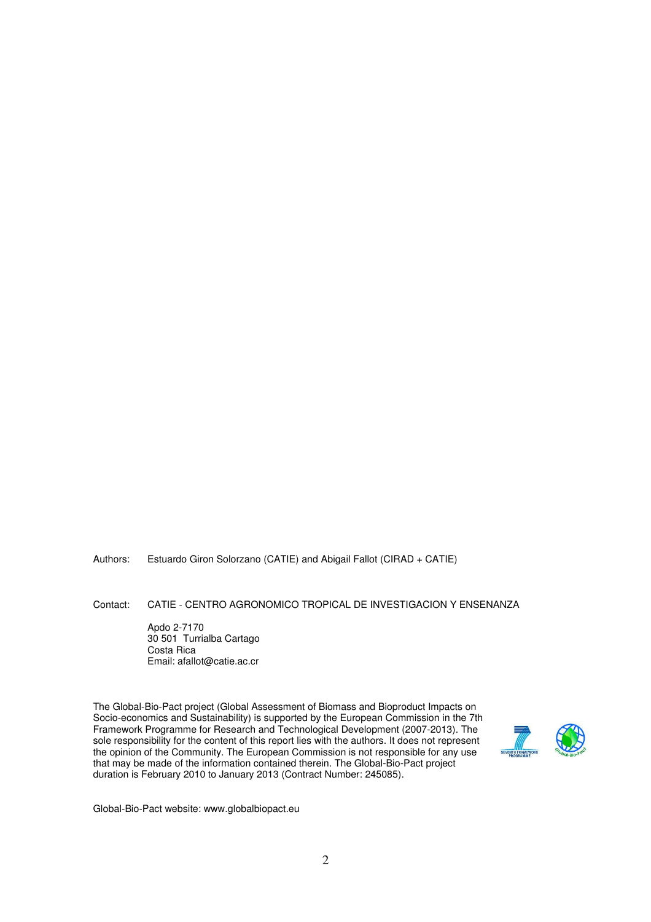Authors: Estuardo Giron Solorzano (CATIE) and Abigail Fallot (CIRAD + CATIE)

Contact: CATIE - CENTRO AGRONOMICO TROPICAL DE INVESTIGACION Y ENSENANZA

Apdo 2-7170  
30 501 Turrialba Cartago  
Costa Rica  
Email: afallot@catie.ac.cr

The Global-Bio-Pact project (Global Assessment of Biomass and Bioproduct Impacts on Socio-economics and Sustainability) is supported by the European Commission in the 7th Framework Programme for Research and Technological Development (2007-2013). The sole responsibility for the content of this report lies with the authors. It does not represent the opinion of the Community. The European Commission is not responsible for any use that may be made of the information contained therein. The Global-Bio-Pact project duration is February 2010 to January 2013 (Contract Number: 245085).

Global-Bio-Pact website: www.globalbiopact.eu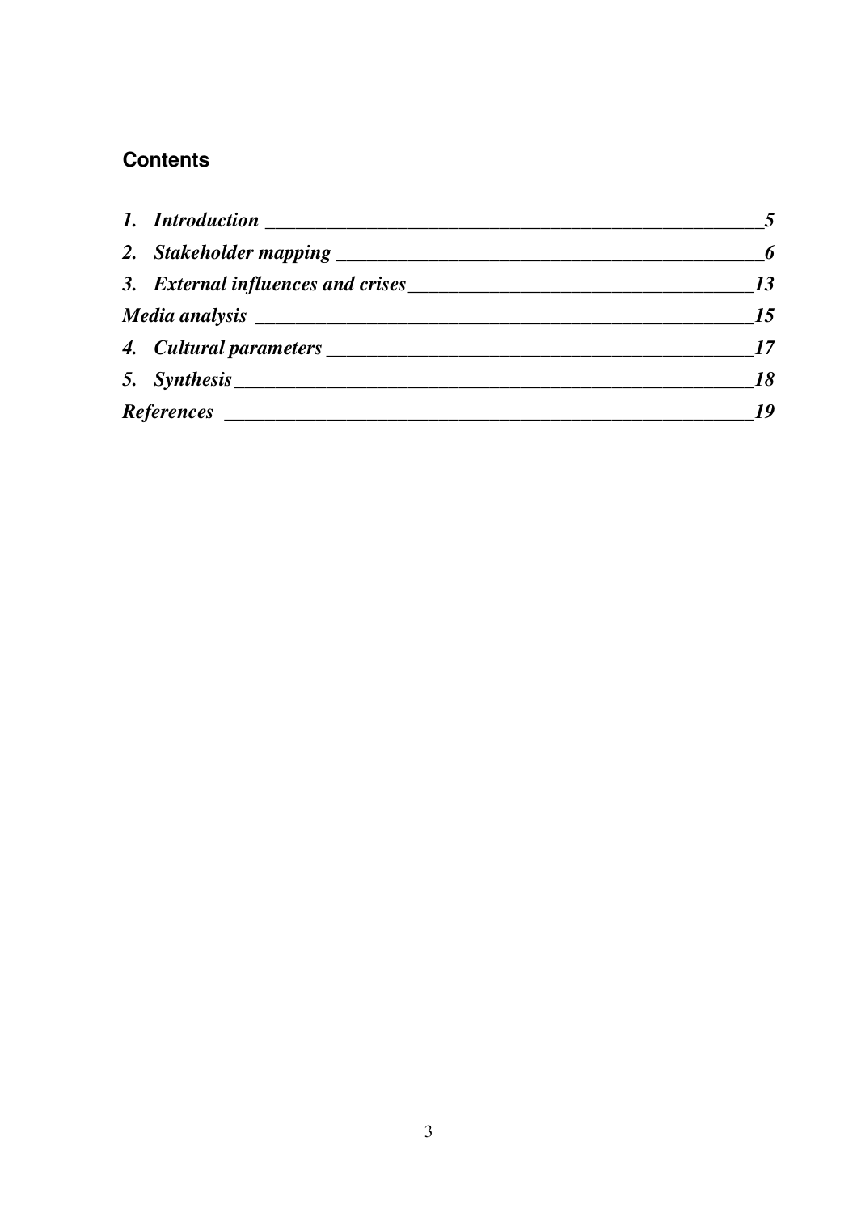## Contents

*1. Introduction* ____________________________________________________ *5*

*2. Stakeholder mapping* ______________________________________________ *6*

*3. External influences and crises* ______________________________________ *13*

*Media analysis* ____________________________________________________ *15*

*4. Cultural parameters* ______________________________________________ *17*

*5. Synthesis* ________________________________________________________ *18*

*References* _________________________________________________________ *19*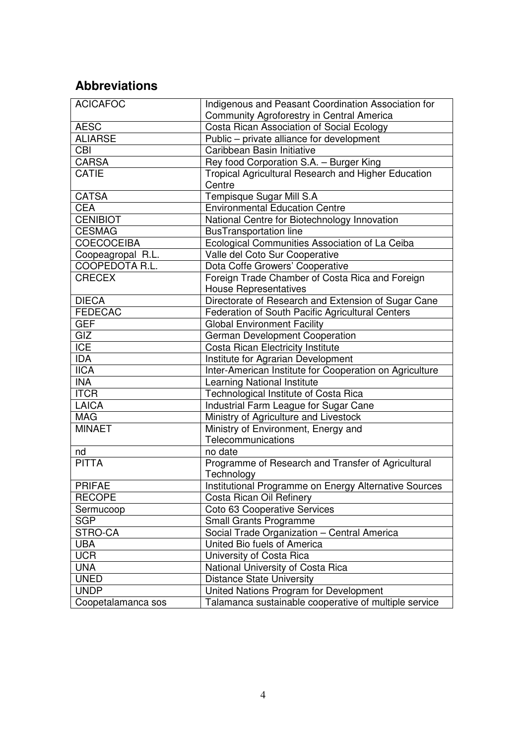## Abbreviations

| | |
|---|---|
| ACICAFOC | Indigenous and Peasant Coordination Association for Community Agroforestry in Central America |
| AESC | Costa Rican Association of Social Ecology |
| ALIARSE | Public – private alliance for development |
| CBI | Caribbean Basin Initiative |
| CARSA | Rey food Corporation S.A. – Burger King |
| CATIE | Tropical Agricultural Research and Higher Education Centre |
| CATSA | Tempisque Sugar Mill S.A |
| CEA | Environmental Education Centre |
| CENIBIOT | National Centre for Biotechnology Innovation |
| CESMAG | BusTransportation line |
| COECOCEIBA | Ecological Communities Association of La Ceiba |
| Coopeagropal R.L. | Valle del Coto Sur Cooperative |
| COOPEDOTA R.L. | Dota Coffe Growers' Cooperative |
| CRECEX | Foreign Trade Chamber of Costa Rica and Foreign House Representatives |
| DIECA | Directorate of Research and Extension of Sugar Cane |
| FEDECAC | Federation of South Pacific Agricultural Centers |
| GEF | Global Environment Facility |
| GIZ | German Development Cooperation |
| ICE | Costa Rican Electricity Institute |
| IDA | Institute for Agrarian Development |
| IICA | Inter-American Institute for Cooperation on Agriculture |
| INA | Learning National Institute |
| ITCR | Technological Institute of Costa Rica |
| LAICA | Industrial Farm League for Sugar Cane |
| MAG | Ministry of Agriculture and Livestock |
| MINAET | Ministry of Environment, Energy and Telecommunications |
| nd | no date |
| PITTA | Programme of Research and Transfer of Agricultural Technology |
| PRIFAE | Institutional Programme on Energy Alternative Sources |
| RECOPE | Costa Rican Oil Refinery |
| Sermucoop | Coto 63 Cooperative Services |
| SGP | Small Grants Programme |
| STRO-CA | Social Trade Organization – Central America |
| UBA | United Bio fuels of America |
| UCR | University of Costa Rica |
| UNA | National University of Costa Rica |
| UNED | Distance State University |
| UNDP | United Nations Program for Development |
| Coopetalamanca sos | Talamanca sustainable cooperative of multiple service |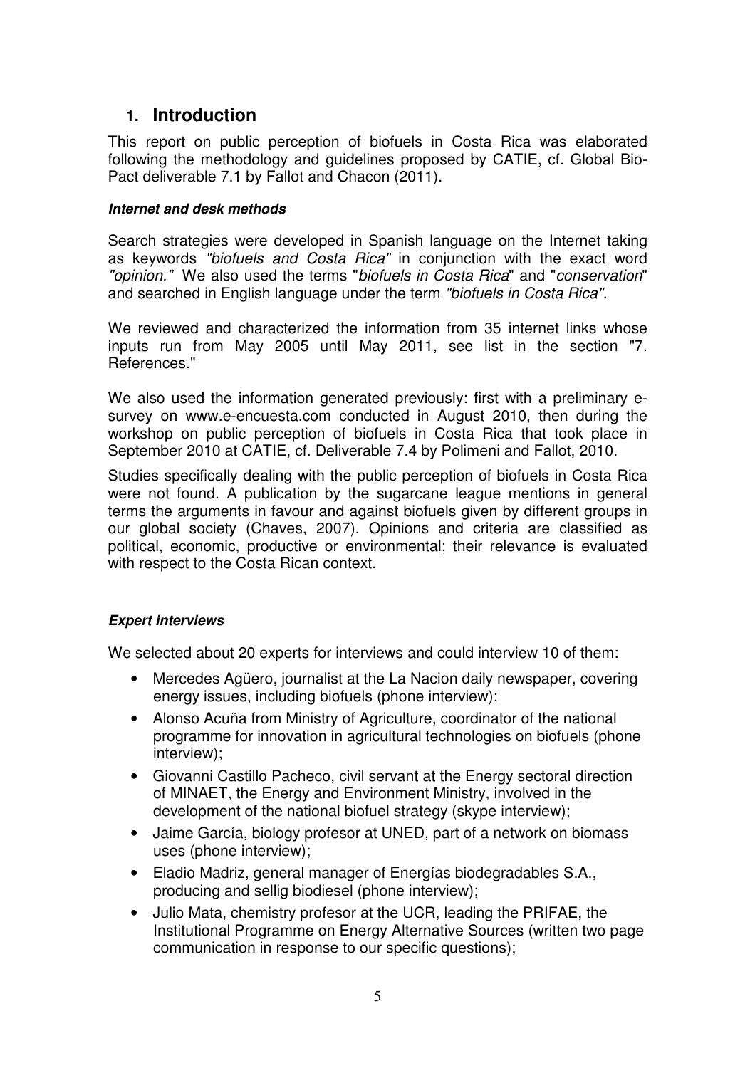# 1. Introduction

This report on public perception of biofuels in Costa Rica was elaborated following the methodology and guidelines proposed by CATIE, cf. Global Bio-Pact deliverable 7.1 by Fallot and Chacon (2011).

#### *Internet and desk methods*

Search strategies were developed in Spanish language on the Internet taking as keywords *"biofuels and Costa Rica"* in conjunction with the exact word *"opinion."* We also used the terms "*biofuels in Costa Rica*" and "*conservation*" and searched in English language under the term *"biofuels in Costa Rica"*.

We reviewed and characterized the information from 35 internet links whose inputs run from May 2005 until May 2011, see list in the section "7. References."

We also used the information generated previously: first with a preliminary e-survey on www.e-encuesta.com conducted in August 2010, then during the workshop on public perception of biofuels in Costa Rica that took place in September 2010 at CATIE, cf. Deliverable 7.4 by Polimeni and Fallot, 2010.

Studies specifically dealing with the public perception of biofuels in Costa Rica were not found. A publication by the sugarcane league mentions in general terms the arguments in favour and against biofuels given by different groups in our global society (Chaves, 2007). Opinions and criteria are classified as political, economic, productive or environmental; their relevance is evaluated with respect to the Costa Rican context.

#### *Expert interviews*

We selected about 20 experts for interviews and could interview 10 of them:

- Mercedes Agüero, journalist at the La Nacion daily newspaper, covering energy issues, including biofuels (phone interview);
- Alonso Acuña from Ministry of Agriculture, coordinator of the national programme for innovation in agricultural technologies on biofuels (phone interview);
- Giovanni Castillo Pacheco, civil servant at the Energy sectoral direction of MINAET, the Energy and Environment Ministry, involved in the development of the national biofuel strategy (skype interview);
- Jaime García, biology profesor at UNED, part of a network on biomass uses (phone interview);
- Eladio Madriz, general manager of Energías biodegradables S.A., producing and sellig biodiesel (phone interview);
- Julio Mata, chemistry profesor at the UCR, leading the PRIFAE, the Institutional Programme on Energy Alternative Sources (written two page communication in response to our specific questions);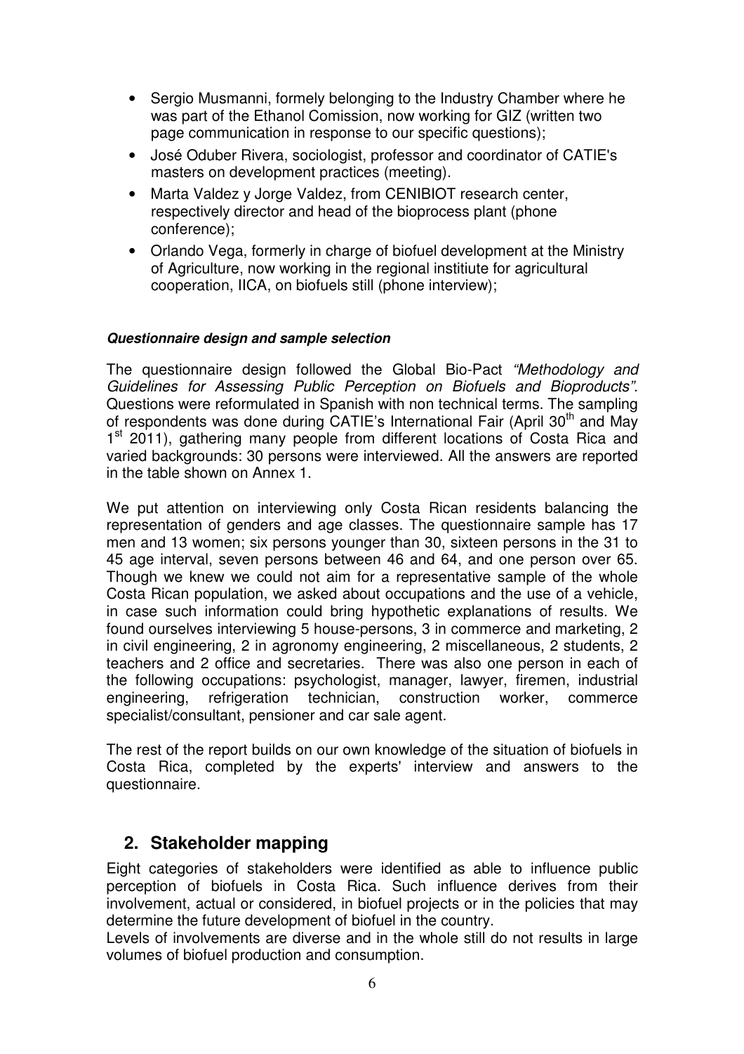- Sergio Musmanni, formely belonging to the Industry Chamber where he was part of the Ethanol Comission, now working for GIZ (written two page communication in response to our specific questions);
- José Oduber Rivera, sociologist, professor and coordinator of CATIE's masters on development practices (meeting).
- Marta Valdez y Jorge Valdez, from CENIBIOT research center, respectively director and head of the bioprocess plant (phone conference);
- Orlando Vega, formerly in charge of biofuel development at the Ministry of Agriculture, now working in the regional instituite for agricultural cooperation, IICA, on biofuels still (phone interview);

***Questionnaire design and sample selection***

The questionnaire design followed the Global Bio-Pact *"Methodology and Guidelines for Assessing Public Perception on Biofuels and Bioproducts"*. Questions were reformulated in Spanish with non technical terms. The sampling of respondents was done during CATIE's International Fair (April 30th and May 1st 2011), gathering many people from different locations of Costa Rica and varied backgrounds: 30 persons were interviewed. All the answers are reported in the table shown on Annex 1.

We put attention on interviewing only Costa Rican residents balancing the representation of genders and age classes. The questionnaire sample has 17 men and 13 women; six persons younger than 30, sixteen persons in the 31 to 45 age interval, seven persons between 46 and 64, and one person over 65. Though we knew we could not aim for a representative sample of the whole Costa Rican population, we asked about occupations and the use of a vehicle, in case such information could bring hypothetic explanations of results. We found ourselves interviewing 5 house-persons, 3 in commerce and marketing, 2 in civil engineering, 2 in agronomy engineering, 2 miscellaneous, 2 students, 2 teachers and 2 office and secretaries. There was also one person in each of the following occupations: psychologist, manager, lawyer, firemen, industrial engineering, refrigeration technician, construction worker, commerce specialist/consultant, pensioner and car sale agent.

The rest of the report builds on our own knowledge of the situation of biofuels in Costa Rica, completed by the experts' interview and answers to the questionnaire.

## 2. Stakeholder mapping

Eight categories of stakeholders were identified as able to influence public perception of biofuels in Costa Rica. Such influence derives from their involvement, actual or considered, in biofuel projects or in the policies that may determine the future development of biofuel in the country.

Levels of involvements are diverse and in the whole still do not results in large volumes of biofuel production and consumption.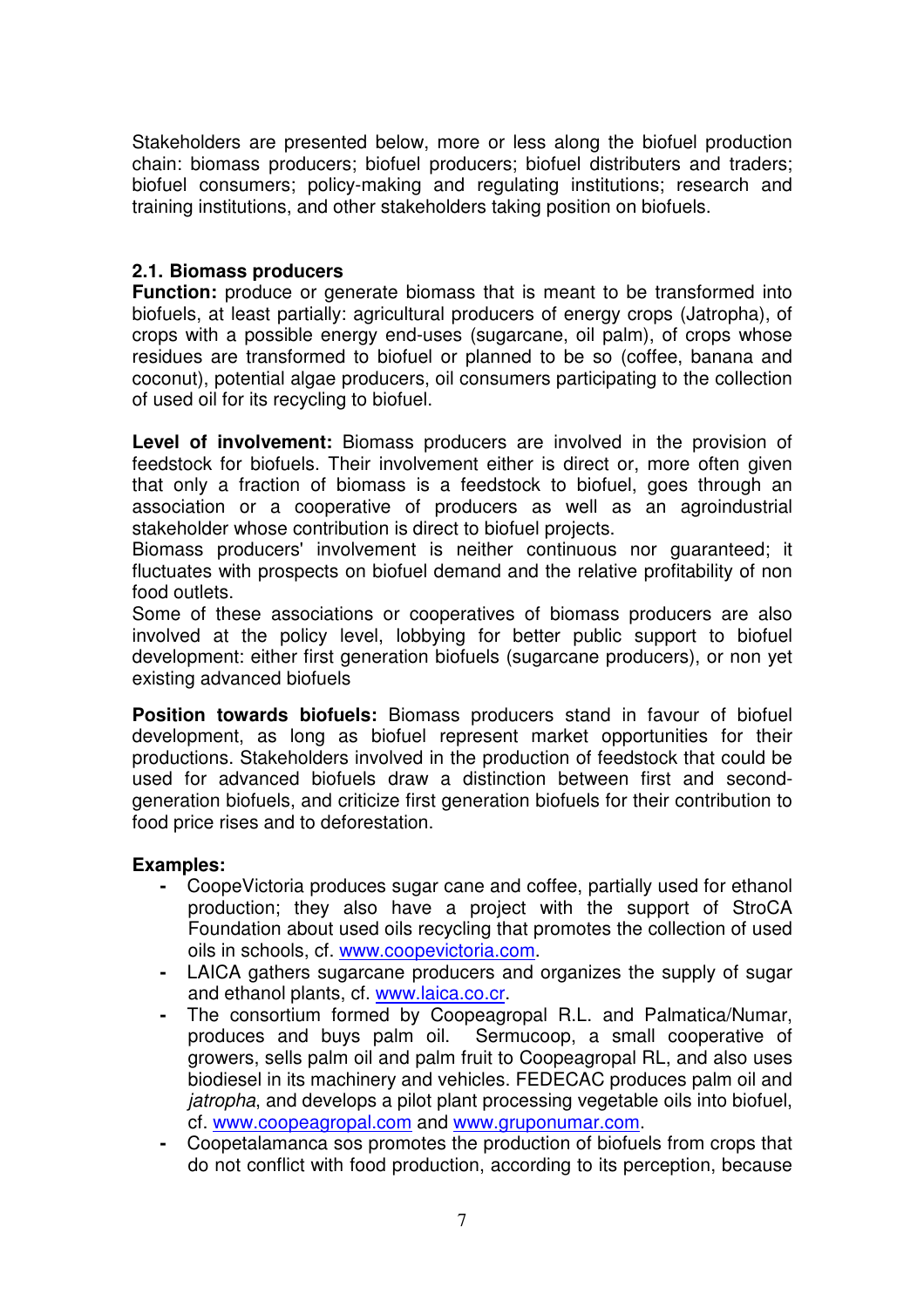Stakeholders are presented below, more or less along the biofuel production chain: biomass producers; biofuel producers; biofuel distributers and traders; biofuel consumers; policy-making and regulating institutions; research and training institutions, and other stakeholders taking position on biofuels.

### 2.1. Biomass producers

**Function:** produce or generate biomass that is meant to be transformed into biofuels, at least partially: agricultural producers of energy crops (Jatropha), of crops with a possible energy end-uses (sugarcane, oil palm), of crops whose residues are transformed to biofuel or planned to be so (coffee, banana and coconut), potential algae producers, oil consumers participating to the collection of used oil for its recycling to biofuel.

**Level of involvement:** Biomass producers are involved in the provision of feedstock for biofuels. Their involvement either is direct or, more often given that only a fraction of biomass is a feedstock to biofuel, goes through an association or a cooperative of producers as well as an agroindustrial stakeholder whose contribution is direct to biofuel projects.
Biomass producers' involvement is neither continuous nor guaranteed; it fluctuates with prospects on biofuel demand and the relative profitability of non food outlets.
Some of these associations or cooperatives of biomass producers are also involved at the policy level, lobbying for better public support to biofuel development: either first generation biofuels (sugarcane producers), or non yet existing advanced biofuels

**Position towards biofuels:** Biomass producers stand in favour of biofuel development, as long as biofuel represent market opportunities for their productions. Stakeholders involved in the production of feedstock that could be used for advanced biofuels draw a distinction between first and second-generation biofuels, and criticize first generation biofuels for their contribution to food price rises and to deforestation.

**Examples:**

- CoopeVictoria produces sugar cane and coffee, partially used for ethanol production; they also have a project with the support of StroCA Foundation about used oils recycling that promotes the collection of used oils in schools, cf. www.coopevictoria.com.
- LAICA gathers sugarcane producers and organizes the supply of sugar and ethanol plants, cf. www.laica.co.cr.
- The consortium formed by Coopeagropal R.L. and Palmatica/Numar, produces and buys palm oil. Sermucoop, a small cooperative of growers, sells palm oil and palm fruit to Coopeagropal RL, and also uses biodiesel in its machinery and vehicles. FEDECAC produces palm oil and *jatropha*, and develops a pilot plant processing vegetable oils into biofuel, cf. www.coopeagropal.com and www.gruponumar.com.
- Coopetalamanca sos promotes the production of biofuels from crops that do not conflict with food production, according to its perception, because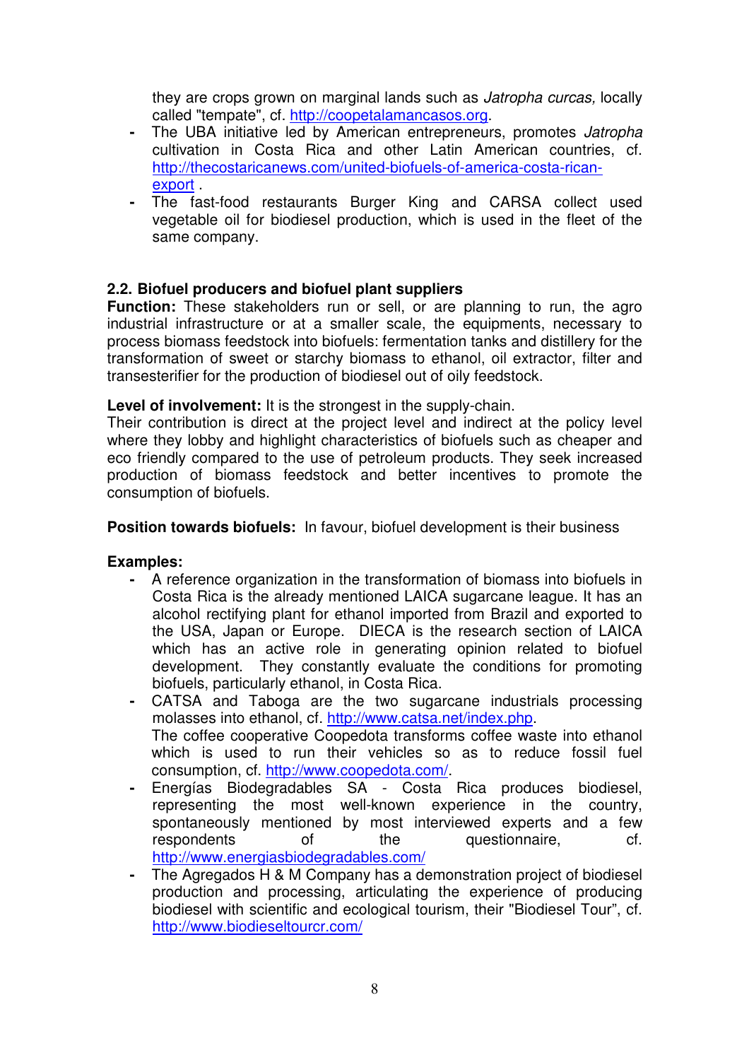they are crops grown on marginal lands such as *Jatropha curcas,* locally called "tempate", cf. http://coopetalamancasos.org.

- The UBA initiative led by American entrepreneurs, promotes *Jatropha* cultivation in Costa Rica and other Latin American countries, cf. http://thecostaricanews.com/united-biofuels-of-america-costa-rican-export .
- The fast-food restaurants Burger King and CARSA collect used vegetable oil for biodiesel production, which is used in the fleet of the same company.

### 2.2. Biofuel producers and biofuel plant suppliers

**Function:** These stakeholders run or sell, or are planning to run, the agro industrial infrastructure or at a smaller scale, the equipments, necessary to process biomass feedstock into biofuels: fermentation tanks and distillery for the transformation of sweet or starchy biomass to ethanol, oil extractor, filter and transesterifier for the production of biodiesel out of oily feedstock.

**Level of involvement:** It is the strongest in the supply-chain.
Their contribution is direct at the project level and indirect at the policy level where they lobby and highlight characteristics of biofuels such as cheaper and eco friendly compared to the use of petroleum products. They seek increased production of biomass feedstock and better incentives to promote the consumption of biofuels.

**Position towards biofuels:** In favour, biofuel development is their business

**Examples:**

- A reference organization in the transformation of biomass into biofuels in Costa Rica is the already mentioned LAICA sugarcane league. It has an alcohol rectifying plant for ethanol imported from Brazil and exported to the USA, Japan or Europe. DIECA is the research section of LAICA which has an active role in generating opinion related to biofuel development. They constantly evaluate the conditions for promoting biofuels, particularly ethanol, in Costa Rica.
- CATSA and Taboga are the two sugarcane industrials processing molasses into ethanol, cf. http://www.catsa.net/index.php.
  The coffee cooperative Coopedota transforms coffee waste into ethanol which is used to run their vehicles so as to reduce fossil fuel consumption, cf. http://www.coopedota.com/.
- Energías Biodegradables SA - Costa Rica produces biodiesel, representing the most well-known experience in the country, spontaneously mentioned by most interviewed experts and a few respondents of the questionnaire, cf. http://www.energiasbiodegradables.com/
- The Agregados H & M Company has a demonstration project of biodiesel production and processing, articulating the experience of producing biodiesel with scientific and ecological tourism, their "Biodiesel Tour", cf. http://www.biodieseltourcr.com/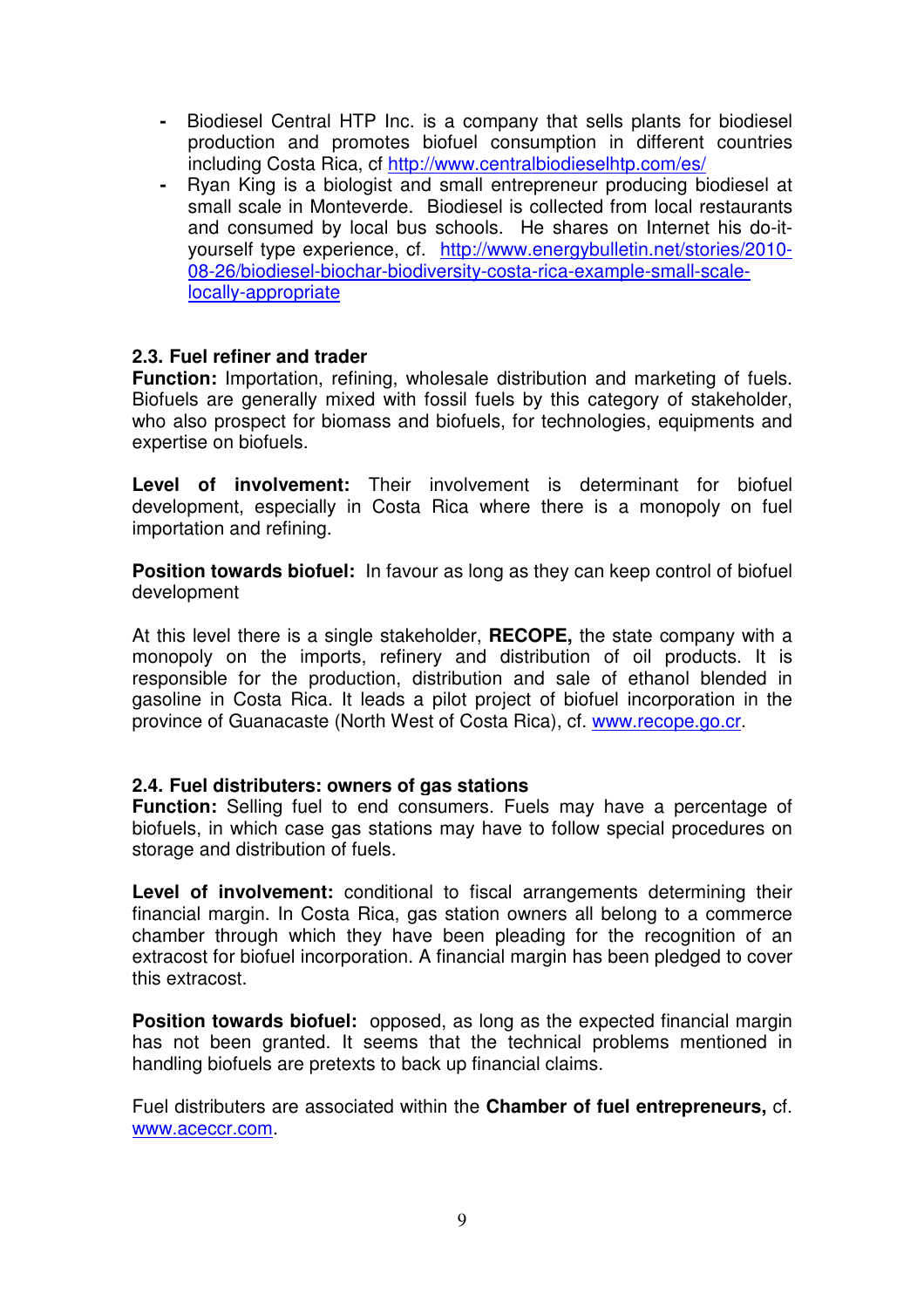- Biodiesel Central HTP Inc. is a company that sells plants for biodiesel production and promotes biofuel consumption in different countries including Costa Rica, cf http://www.centralbiodieselhtp.com/es/
- Ryan King is a biologist and small entrepreneur producing biodiesel at small scale in Monteverde. Biodiesel is collected from local restaurants and consumed by local bus schools. He shares on Internet his do-it-yourself type experience, cf. http://www.energybulletin.net/stories/2010-08-26/biodiesel-biochar-biodiversity-costa-rica-example-small-scale-locally-appropriate

### 2.3. Fuel refiner and trader

**Function:** Importation, refining, wholesale distribution and marketing of fuels. Biofuels are generally mixed with fossil fuels by this category of stakeholder, who also prospect for biomass and biofuels, for technologies, equipments and expertise on biofuels.

**Level of involvement:** Their involvement is determinant for biofuel development, especially in Costa Rica where there is a monopoly on fuel importation and refining.

**Position towards biofuel:** In favour as long as they can keep control of biofuel development

At this level there is a single stakeholder, **RECOPE,** the state company with a monopoly on the imports, refinery and distribution of oil products. It is responsible for the production, distribution and sale of ethanol blended in gasoline in Costa Rica. It leads a pilot project of biofuel incorporation in the province of Guanacaste (North West of Costa Rica), cf. www.recope.go.cr.

### 2.4. Fuel distributers: owners of gas stations

**Function:** Selling fuel to end consumers. Fuels may have a percentage of biofuels, in which case gas stations may have to follow special procedures on storage and distribution of fuels.

**Level of involvement:** conditional to fiscal arrangements determining their financial margin. In Costa Rica, gas station owners all belong to a commerce chamber through which they have been pleading for the recognition of an extracost for biofuel incorporation. A financial margin has been pledged to cover this extracost.

**Position towards biofuel:** opposed, as long as the expected financial margin has not been granted. It seems that the technical problems mentioned in handling biofuels are pretexts to back up financial claims.

Fuel distributers are associated within the **Chamber of fuel entrepreneurs,** cf. www.aceccr.com.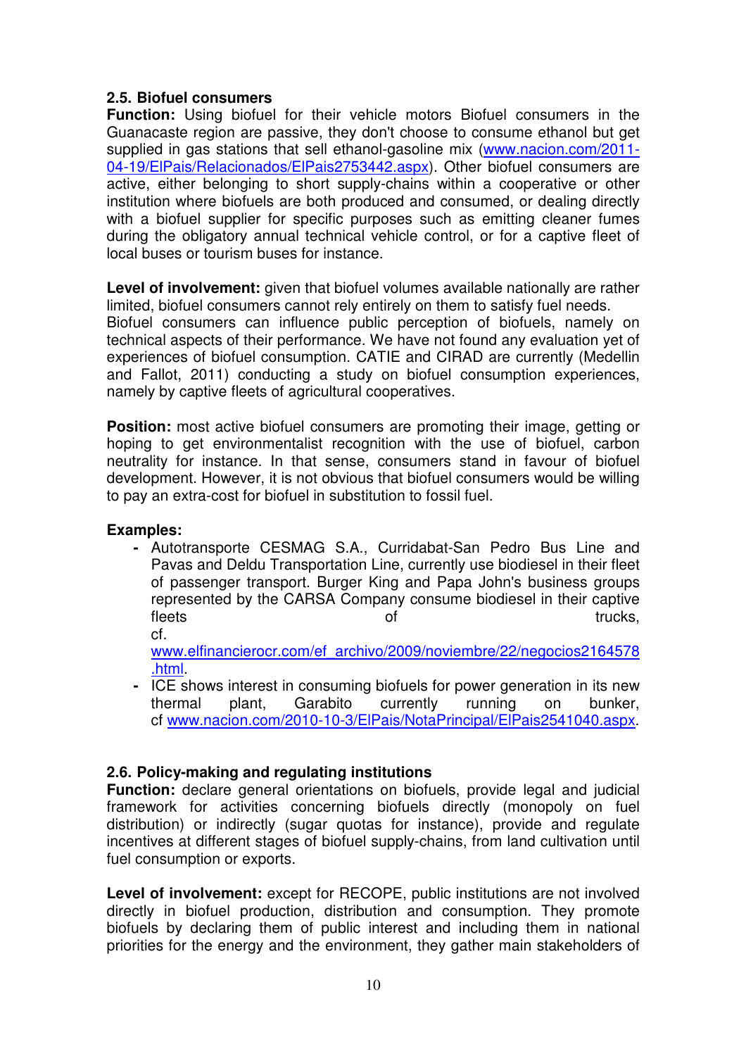### 2.5. Biofuel consumers

**Function:** Using biofuel for their vehicle motors Biofuel consumers in the Guanacaste region are passive, they don't choose to consume ethanol but get supplied in gas stations that sell ethanol-gasoline mix (www.nacion.com/2011-04-19/ElPais/Relacionados/ElPais2753442.aspx). Other biofuel consumers are active, either belonging to short supply-chains within a cooperative or other institution where biofuels are both produced and consumed, or dealing directly with a biofuel supplier for specific purposes such as emitting cleaner fumes during the obligatory annual technical vehicle control, or for a captive fleet of local buses or tourism buses for instance.

**Level of involvement:** given that biofuel volumes available nationally are rather limited, biofuel consumers cannot rely entirely on them to satisfy fuel needs.
Biofuel consumers can influence public perception of biofuels, namely on technical aspects of their performance. We have not found any evaluation yet of experiences of biofuel consumption. CATIE and CIRAD are currently (Medellin and Fallot, 2011) conducting a study on biofuel consumption experiences, namely by captive fleets of agricultural cooperatives.

**Position:** most active biofuel consumers are promoting their image, getting or hoping to get environmentalist recognition with the use of biofuel, carbon neutrality for instance. In that sense, consumers stand in favour of biofuel development. However, it is not obvious that biofuel consumers would be willing to pay an extra-cost for biofuel in substitution to fossil fuel.

**Examples:**

- Autotransporte CESMAG S.A., Curridabat-San Pedro Bus Line and Pavas and Deldu Transportation Line, currently use biodiesel in their fleet of passenger transport. Burger King and Papa John's business groups represented by the CARSA Company consume biodiesel in their captive fleets of trucks, cf. www.elfinancierocr.com/ef_archivo/2009/noviembre/22/negocios2164578.html.
- ICE shows interest in consuming biofuels for power generation in its new thermal plant, Garabito currently running on bunker, cf www.nacion.com/2010-10-3/ElPais/NotaPrincipal/ElPais2541040.aspx.

### 2.6. Policy-making and regulating institutions

**Function:** declare general orientations on biofuels, provide legal and judicial framework for activities concerning biofuels directly (monopoly on fuel distribution) or indirectly (sugar quotas for instance), provide and regulate incentives at different stages of biofuel supply-chains, from land cultivation until fuel consumption or exports.

**Level of involvement:** except for RECOPE, public institutions are not involved directly in biofuel production, distribution and consumption. They promote biofuels by declaring them of public interest and including them in national priorities for the energy and the environment, they gather main stakeholders of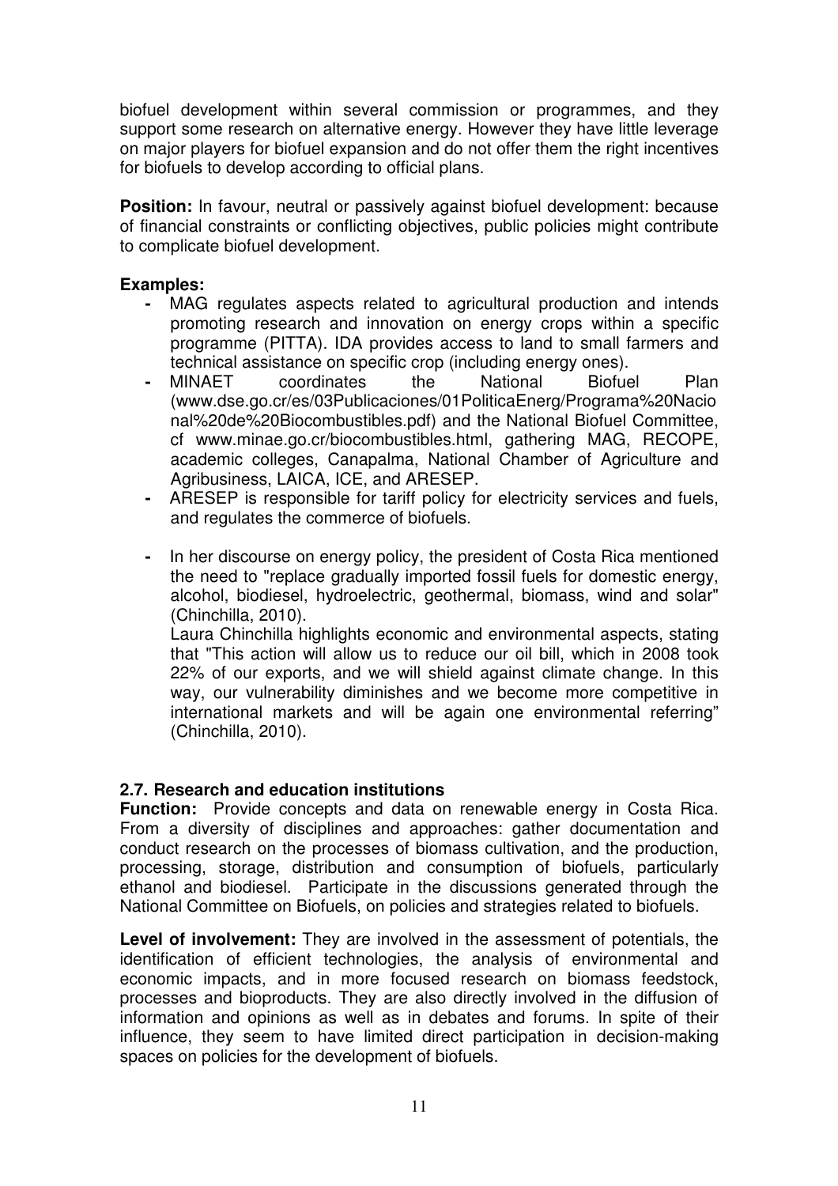biofuel development within several commission or programmes, and they support some research on alternative energy. However they have little leverage on major players for biofuel expansion and do not offer them the right incentives for biofuels to develop according to official plans.

**Position:** In favour, neutral or passively against biofuel development: because of financial constraints or conflicting objectives, public policies might contribute to complicate biofuel development.

**Examples:**

- MAG regulates aspects related to agricultural production and intends promoting research and innovation on energy crops within a specific programme (PITTA). IDA provides access to land to small farmers and technical assistance on specific crop (including energy ones).
- MINAET coordinates the National Biofuel Plan (www.dse.go.cr/es/03Publicaciones/01PoliticaEnerg/Programa%20Nacional%20de%20Biocombustibles.pdf) and the National Biofuel Committee, cf www.minae.go.cr/biocombustibles.html, gathering MAG, RECOPE, academic colleges, Canapalma, National Chamber of Agriculture and Agribusiness, LAICA, ICE, and ARESEP.
- ARESEP is responsible for tariff policy for electricity services and fuels, and regulates the commerce of biofuels.
- In her discourse on energy policy, the president of Costa Rica mentioned the need to "replace gradually imported fossil fuels for domestic energy, alcohol, biodiesel, hydroelectric, geothermal, biomass, wind and solar" (Chinchilla, 2010).

  Laura Chinchilla highlights economic and environmental aspects, stating that "This action will allow us to reduce our oil bill, which in 2008 took 22% of our exports, and we will shield against climate change. In this way, our vulnerability diminishes and we become more competitive in international markets and will be again one environmental referring" (Chinchilla, 2010).

### 2.7. Research and education institutions

**Function:** Provide concepts and data on renewable energy in Costa Rica. From a diversity of disciplines and approaches: gather documentation and conduct research on the processes of biomass cultivation, and the production, processing, storage, distribution and consumption of biofuels, particularly ethanol and biodiesel. Participate in the discussions generated through the National Committee on Biofuels, on policies and strategies related to biofuels.

**Level of involvement:** They are involved in the assessment of potentials, the identification of efficient technologies, the analysis of environmental and economic impacts, and in more focused research on biomass feedstock, processes and bioproducts. They are also directly involved in the diffusion of information and opinions as well as in debates and forums. In spite of their influence, they seem to have limited direct participation in decision-making spaces on policies for the development of biofuels.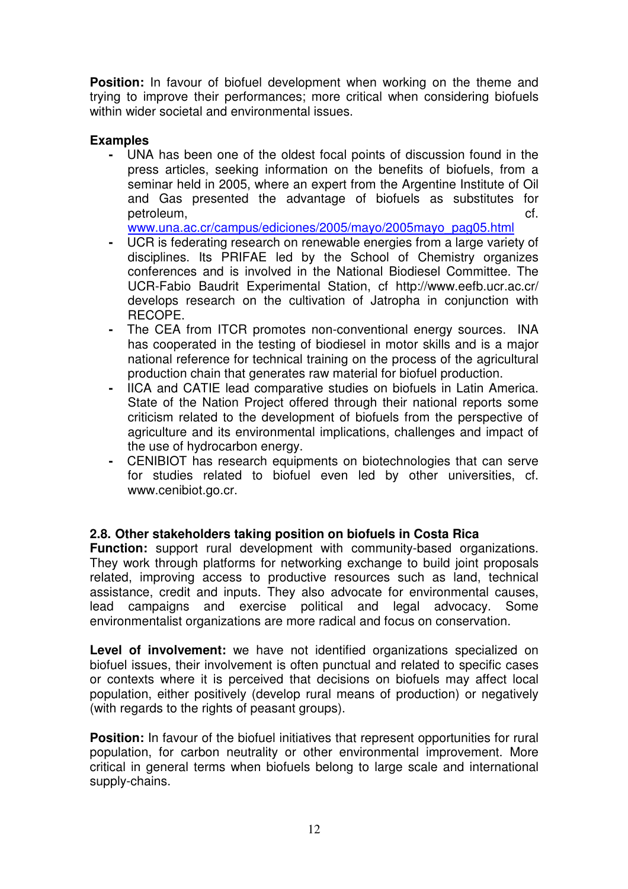**Position:** In favour of biofuel development when working on the theme and trying to improve their performances; more critical when considering biofuels within wider societal and environmental issues.

**Examples**

- UNA has been one of the oldest focal points of discussion found in the press articles, seeking information on the benefits of biofuels, from a seminar held in 2005, where an expert from the Argentine Institute of Oil and Gas presented the advantage of biofuels as substitutes for petroleum, cf. www.una.ac.cr/campus/ediciones/2005/mayo/2005mayo_pag05.html
- UCR is federating research on renewable energies from a large variety of disciplines. Its PRIFAE led by the School of Chemistry organizes conferences and is involved in the National Biodiesel Committee. The UCR-Fabio Baudrit Experimental Station, cf http://www.eefb.ucr.ac.cr/ develops research on the cultivation of Jatropha in conjunction with RECOPE.
- The CEA from ITCR promotes non-conventional energy sources. INA has cooperated in the testing of biodiesel in motor skills and is a major national reference for technical training on the process of the agricultural production chain that generates raw material for biofuel production.
- IICA and CATIE lead comparative studies on biofuels in Latin America. State of the Nation Project offered through their national reports some criticism related to the development of biofuels from the perspective of agriculture and its environmental implications, challenges and impact of the use of hydrocarbon energy.
- CENIBIOT has research equipments on biotechnologies that can serve for studies related to biofuel even led by other universities, cf. www.cenibiot.go.cr.

### 2.8. Other stakeholders taking position on biofuels in Costa Rica

**Function:** support rural development with community-based organizations. They work through platforms for networking exchange to build joint proposals related, improving access to productive resources such as land, technical assistance, credit and inputs. They also advocate for environmental causes, lead campaigns and exercise political and legal advocacy. Some environmentalist organizations are more radical and focus on conservation.

**Level of involvement:** we have not identified organizations specialized on biofuel issues, their involvement is often punctual and related to specific cases or contexts where it is perceived that decisions on biofuels may affect local population, either positively (develop rural means of production) or negatively (with regards to the rights of peasant groups).

**Position:** In favour of the biofuel initiatives that represent opportunities for rural population, for carbon neutrality or other environmental improvement. More critical in general terms when biofuels belong to large scale and international supply-chains.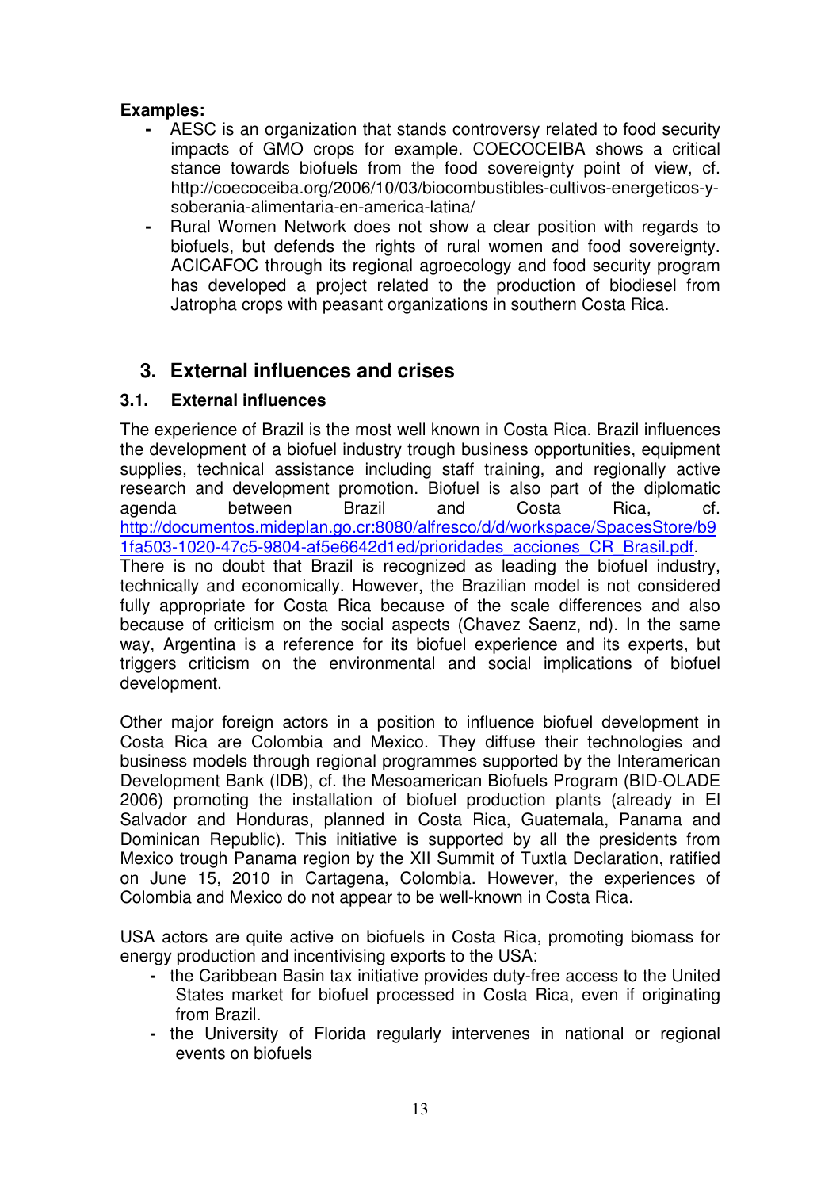**Examples:**

- AESC is an organization that stands controversy related to food security impacts of GMO crops for example. COECOCEIBA shows a critical stance towards biofuels from the food sovereignty point of view, cf. http://coecoceiba.org/2006/10/03/biocombustibles-cultivos-energeticos-y-soberania-alimentaria-en-america-latina/
- Rural Women Network does not show a clear position with regards to biofuels, but defends the rights of rural women and food sovereignty. ACICAFOC through its regional agroecology and food security program has developed a project related to the production of biodiesel from Jatropha crops with peasant organizations in southern Costa Rica.

## 3. External influences and crises

### 3.1. External influences

The experience of Brazil is the most well known in Costa Rica. Brazil influences the development of a biofuel industry trough business opportunities, equipment supplies, technical assistance including staff training, and regionally active research and development promotion. Biofuel is also part of the diplomatic agenda between Brazil and Costa Rica, cf. http://documentos.mideplan.go.cr:8080/alfresco/d/d/workspace/SpacesStore/b91fa503-1020-47c5-9804-af5e6642d1ed/prioridades_acciones_CR_Brasil.pdf. There is no doubt that Brazil is recognized as leading the biofuel industry, technically and economically. However, the Brazilian model is not considered fully appropriate for Costa Rica because of the scale differences and also because of criticism on the social aspects (Chavez Saenz, nd). In the same way, Argentina is a reference for its biofuel experience and its experts, but triggers criticism on the environmental and social implications of biofuel development.

Other major foreign actors in a position to influence biofuel development in Costa Rica are Colombia and Mexico. They diffuse their technologies and business models through regional programmes supported by the Interamerican Development Bank (IDB), cf. the Mesoamerican Biofuels Program (BID-OLADE 2006) promoting the installation of biofuel production plants (already in El Salvador and Honduras, planned in Costa Rica, Guatemala, Panama and Dominican Republic). This initiative is supported by all the presidents from Mexico trough Panama region by the XII Summit of Tuxtla Declaration, ratified on June 15, 2010 in Cartagena, Colombia. However, the experiences of Colombia and Mexico do not appear to be well-known in Costa Rica.

USA actors are quite active on biofuels in Costa Rica, promoting biomass for energy production and incentivising exports to the USA:

- the Caribbean Basin tax initiative provides duty-free access to the United States market for biofuel processed in Costa Rica, even if originating from Brazil.
- the University of Florida regularly intervenes in national or regional events on biofuels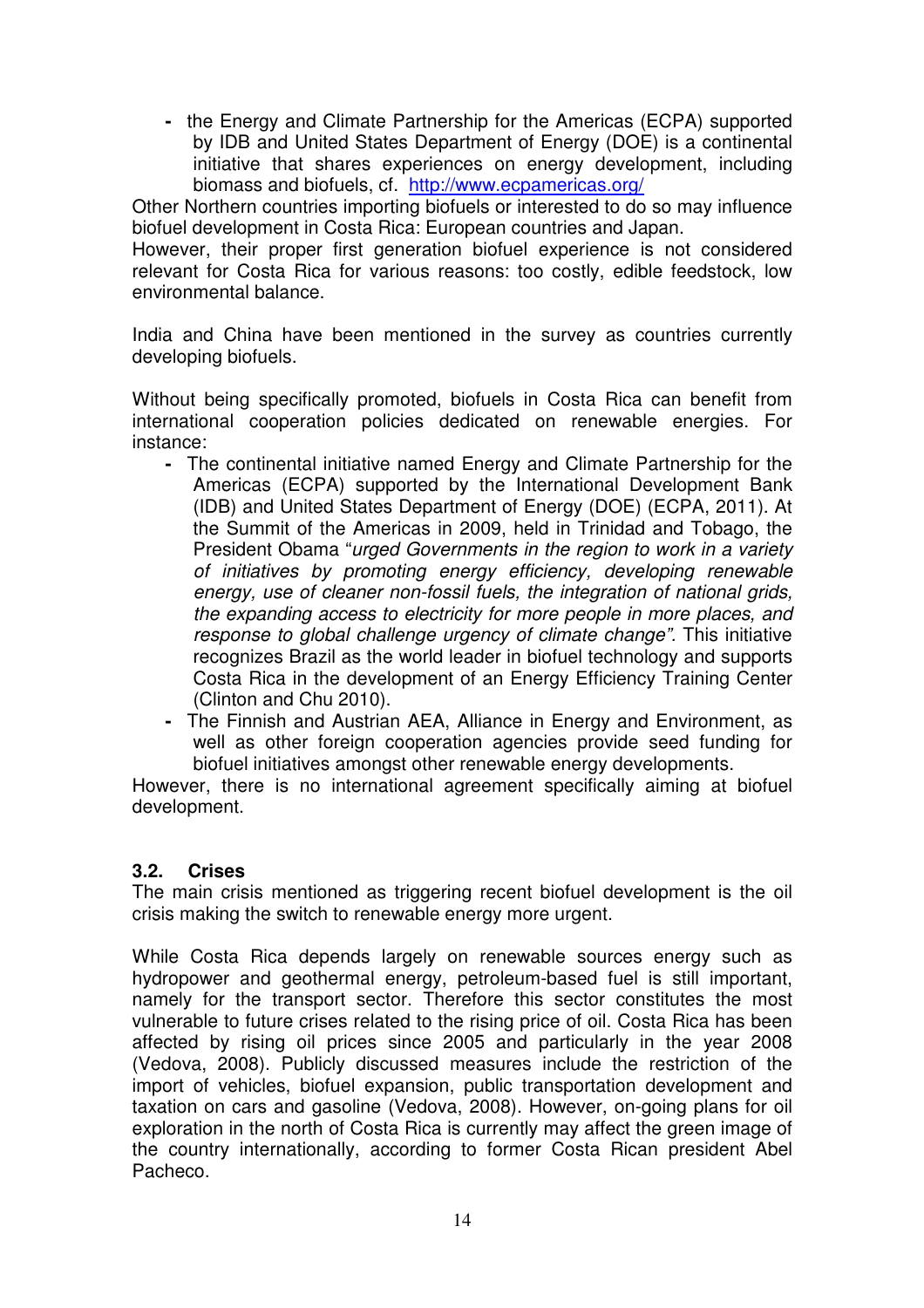- the Energy and Climate Partnership for the Americas (ECPA) supported by IDB and United States Department of Energy (DOE) is a continental initiative that shares experiences on energy development, including biomass and biofuels, cf. http://www.ecpamericas.org/

Other Northern countries importing biofuels or interested to do so may influence biofuel development in Costa Rica: European countries and Japan.
However, their proper first generation biofuel experience is not considered relevant for Costa Rica for various reasons: too costly, edible feedstock, low environmental balance.

India and China have been mentioned in the survey as countries currently developing biofuels.

Without being specifically promoted, biofuels in Costa Rica can benefit from international cooperation policies dedicated on renewable energies. For instance:

- The continental initiative named Energy and Climate Partnership for the Americas (ECPA) supported by the International Development Bank (IDB) and United States Department of Energy (DOE) (ECPA, 2011). At the Summit of the Americas in 2009, held in Trinidad and Tobago, the President Obama "*urged Governments in the region to work in a variety of initiatives by promoting energy efficiency, developing renewable energy, use of cleaner non-fossil fuels, the integration of national grids, the expanding access to electricity for more people in more places, and response to global challenge urgency of climate change*". This initiative recognizes Brazil as the world leader in biofuel technology and supports Costa Rica in the development of an Energy Efficiency Training Center (Clinton and Chu 2010).
- The Finnish and Austrian AEA, Alliance in Energy and Environment, as well as other foreign cooperation agencies provide seed funding for biofuel initiatives amongst other renewable energy developments.

However, there is no international agreement specifically aiming at biofuel development.

### 3.2. Crises

The main crisis mentioned as triggering recent biofuel development is the oil crisis making the switch to renewable energy more urgent.

While Costa Rica depends largely on renewable sources energy such as hydropower and geothermal energy, petroleum-based fuel is still important, namely for the transport sector. Therefore this sector constitutes the most vulnerable to future crises related to the rising price of oil. Costa Rica has been affected by rising oil prices since 2005 and particularly in the year 2008 (Vedova, 2008). Publicly discussed measures include the restriction of the import of vehicles, biofuel expansion, public transportation development and taxation on cars and gasoline (Vedova, 2008). However, on-going plans for oil exploration in the north of Costa Rica is currently may affect the green image of the country internationally, according to former Costa Rican president Abel Pacheco.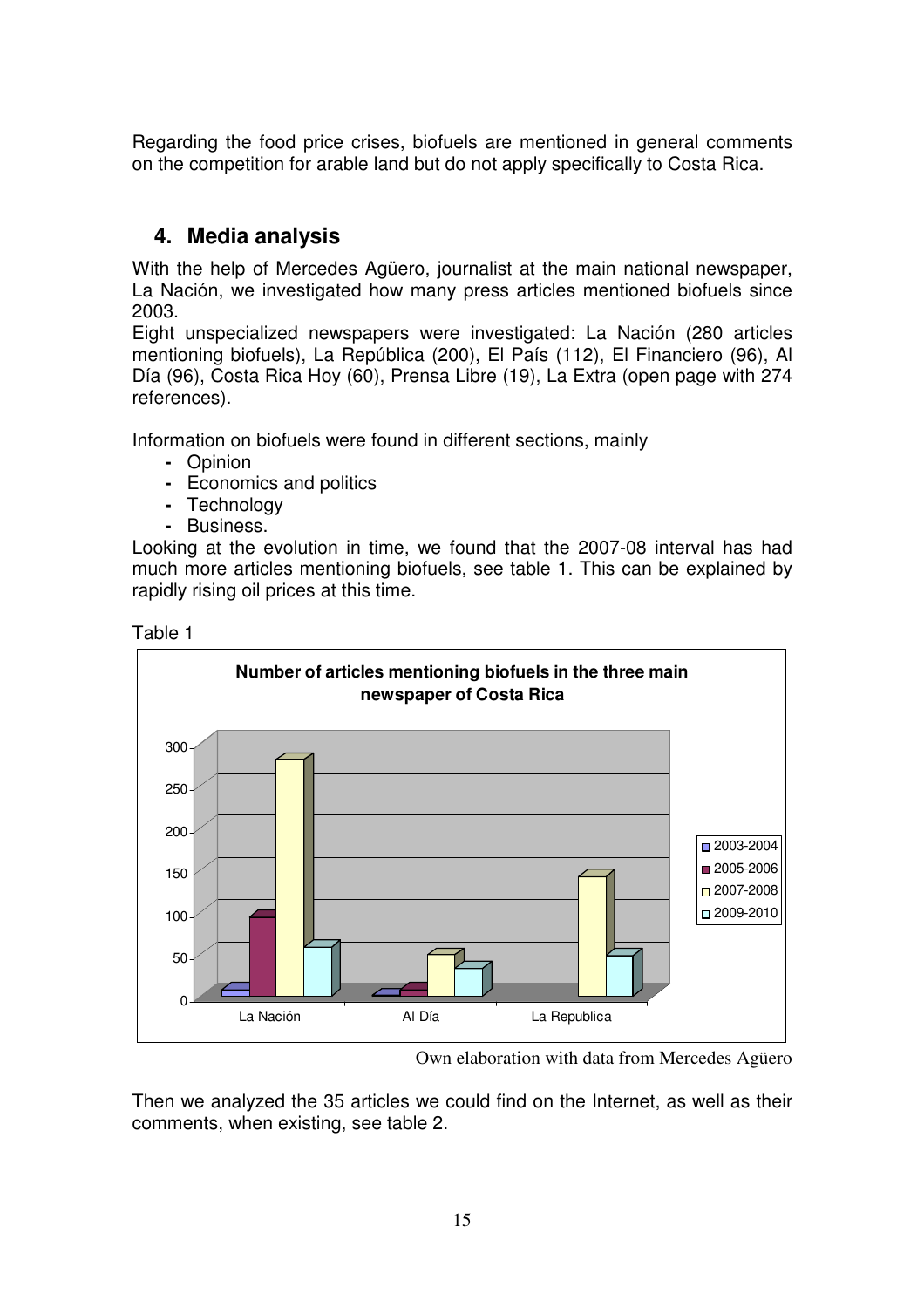Regarding the food price crises, biofuels are mentioned in general comments on the competition for arable land but do not apply specifically to Costa Rica.

## 4. Media analysis

With the help of Mercedes Agüero, journalist at the main national newspaper, La Nación, we investigated how many press articles mentioned biofuels since 2003.

Eight unspecialized newspapers were investigated: La Nación (280 articles mentioning biofuels), La República (200), El País (112), El Financiero (96), Al Día (96), Costa Rica Hoy (60), Prensa Libre (19), La Extra (open page with 274 references).

Information on biofuels were found in different sections, mainly

- Opinion
- Economics and politics
- Technology
- Business.

Looking at the evolution in time, we found that the 2007-08 interval has had much more articles mentioning biofuels, see table 1. This can be explained by rapidly rising oil prices at this time.

Table 1

**Number of articles mentioning biofuels in the three main newspaper of Costa Rica**

| | 2003-2004 | 2005-2006 | 2007-2008 | 2009-2010 |
|---|---|---|---|---|
| La Nación | ~8 | ~93 | ~280 | ~58 |
| Al Día | ~2 | ~8 | ~49 | ~32 |
| La Republica | 0 | 0 | ~142 | ~47 |

Own elaboration with data from Mercedes Agüero

Then we analyzed the 35 articles we could find on the Internet, as well as their comments, when existing, see table 2.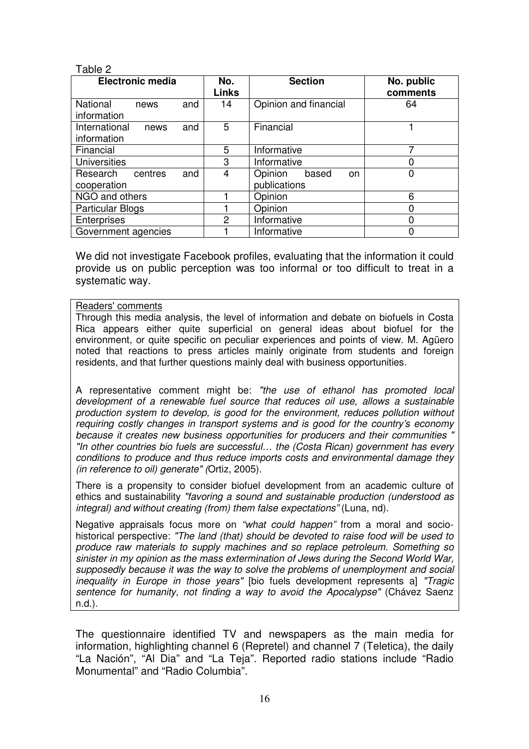Table 2

| Electronic media | No. Links | Section | No. public comments |
|---|---|---|---|
| National news and information | 14 | Opinion and financial | 64 |
| International news and information | 5 | Financial | 1 |
| Financial | 5 | Informative | 7 |
| Universities | 3 | Informative | 0 |
| Research centres and cooperation | 4 | Opinion based on publications | 0 |
| NGO and others | 1 | Opinion | 6 |
| Particular Blogs | 1 | Opinion | 0 |
| Enterprises | 2 | Informative | 0 |
| Government agencies | 1 | Informative | 0 |

We did not investigate Facebook profiles, evaluating that the information it could provide us on public perception was too informal or too difficult to treat in a systematic way.

Readers' comments

Through this media analysis, the level of information and debate on biofuels in Costa Rica appears either quite superficial on general ideas about biofuel for the environment, or quite specific on peculiar experiences and points of view. M. Agüero noted that reactions to press articles mainly originate from students and foreign residents, and that further questions mainly deal with business opportunities.

A representative comment might be: *"the use of ethanol has promoted local development of a renewable fuel source that reduces oil use, allows a sustainable production system to develop, is good for the environment, reduces pollution without requiring costly changes in transport systems and is good for the country's economy because it creates new business opportunities for producers and their communities " "In other countries bio fuels are successful… the (Costa Rican) government has every conditions to produce and thus reduce imports costs and environmental damage they (in reference to oil) generate" (*Ortiz, 2005).

There is a propensity to consider biofuel development from an academic culture of ethics and sustainability *"favoring a sound and sustainable production (understood as integral) and without creating (from) them false expectations"* (Luna, nd).

Negative appraisals focus more on *"what could happen"* from a moral and socio-historical perspective: *"The land (that) should be devoted to raise food will be used to produce raw materials to supply machines and so replace petroleum. Something so sinister in my opinion as the mass extermination of Jews during the Second World War, supposedly because it was the way to solve the problems of unemployment and social inequality in Europe in those years"* [bio fuels development represents a] *"Tragic sentence for humanity, not finding a way to avoid the Apocalypse"* (Chávez Saenz n.d.).

The questionnaire identified TV and newspapers as the main media for information, highlighting channel 6 (Repretel) and channel 7 (Teletica), the daily "La Nación", "Al Dia" and "La Teja". Reported radio stations include "Radio Monumental" and "Radio Columbia".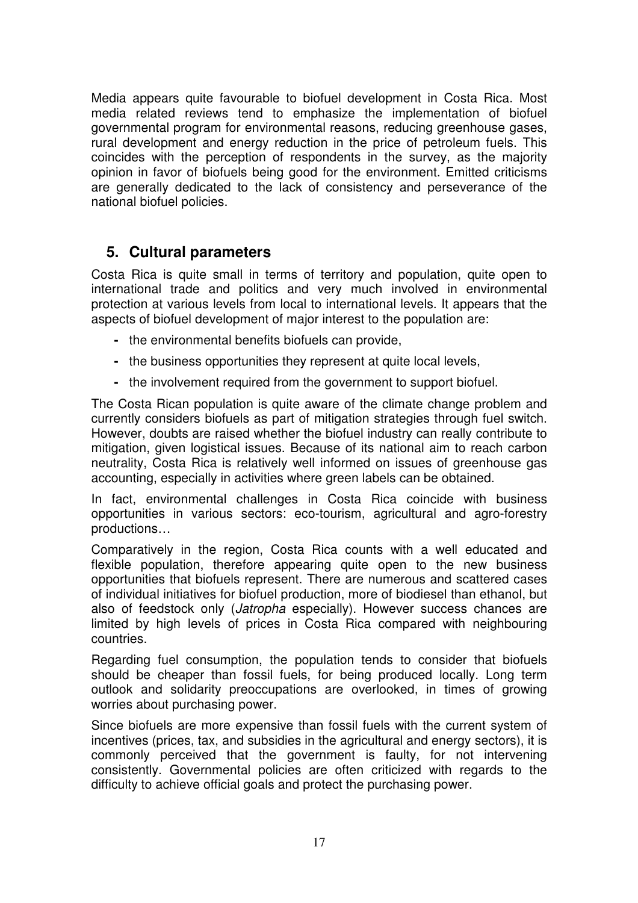Media appears quite favourable to biofuel development in Costa Rica. Most media related reviews tend to emphasize the implementation of biofuel governmental program for environmental reasons, reducing greenhouse gases, rural development and energy reduction in the price of petroleum fuels. This coincides with the perception of respondents in the survey, as the majority opinion in favor of biofuels being good for the environment. Emitted criticisms are generally dedicated to the lack of consistency and perseverance of the national biofuel policies.

## 5. Cultural parameters

Costa Rica is quite small in terms of territory and population, quite open to international trade and politics and very much involved in environmental protection at various levels from local to international levels. It appears that the aspects of biofuel development of major interest to the population are:

- the environmental benefits biofuels can provide,
- the business opportunities they represent at quite local levels,
- the involvement required from the government to support biofuel.

The Costa Rican population is quite aware of the climate change problem and currently considers biofuels as part of mitigation strategies through fuel switch. However, doubts are raised whether the biofuel industry can really contribute to mitigation, given logistical issues. Because of its national aim to reach carbon neutrality, Costa Rica is relatively well informed on issues of greenhouse gas accounting, especially in activities where green labels can be obtained.

In fact, environmental challenges in Costa Rica coincide with business opportunities in various sectors: eco-tourism, agricultural and agro-forestry productions…

Comparatively in the region, Costa Rica counts with a well educated and flexible population, therefore appearing quite open to the new business opportunities that biofuels represent. There are numerous and scattered cases of individual initiatives for biofuel production, more of biodiesel than ethanol, but also of feedstock only (*Jatropha* especially). However success chances are limited by high levels of prices in Costa Rica compared with neighbouring countries.

Regarding fuel consumption, the population tends to consider that biofuels should be cheaper than fossil fuels, for being produced locally. Long term outlook and solidarity preoccupations are overlooked, in times of growing worries about purchasing power.

Since biofuels are more expensive than fossil fuels with the current system of incentives (prices, tax, and subsidies in the agricultural and energy sectors), it is commonly perceived that the government is faulty, for not intervening consistently. Governmental policies are often criticized with regards to the difficulty to achieve official goals and protect the purchasing power.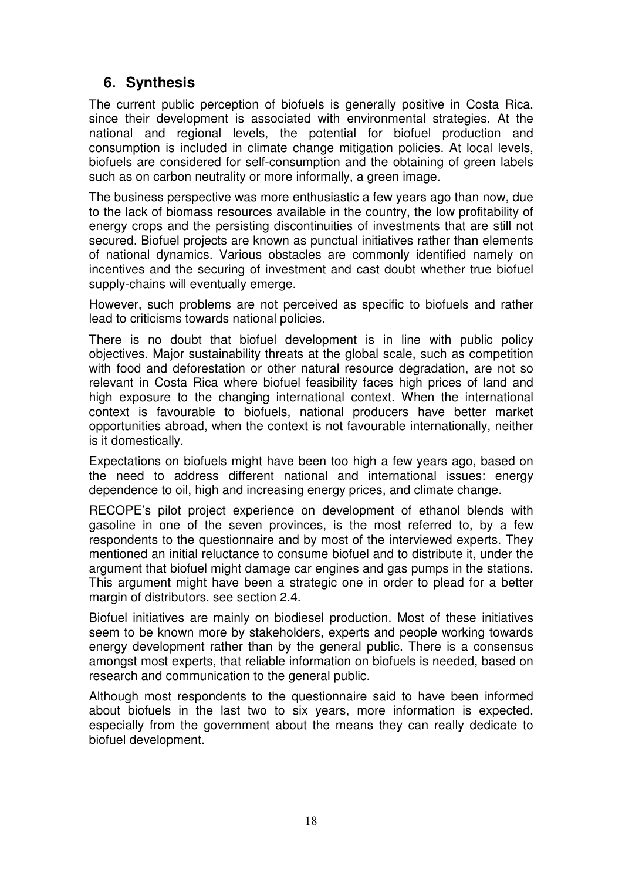## 6. Synthesis

The current public perception of biofuels is generally positive in Costa Rica, since their development is associated with environmental strategies. At the national and regional levels, the potential for biofuel production and consumption is included in climate change mitigation policies. At local levels, biofuels are considered for self-consumption and the obtaining of green labels such as on carbon neutrality or more informally, a green image.

The business perspective was more enthusiastic a few years ago than now, due to the lack of biomass resources available in the country, the low profitability of energy crops and the persisting discontinuities of investments that are still not secured. Biofuel projects are known as punctual initiatives rather than elements of national dynamics. Various obstacles are commonly identified namely on incentives and the securing of investment and cast doubt whether true biofuel supply-chains will eventually emerge.

However, such problems are not perceived as specific to biofuels and rather lead to criticisms towards national policies.

There is no doubt that biofuel development is in line with public policy objectives. Major sustainability threats at the global scale, such as competition with food and deforestation or other natural resource degradation, are not so relevant in Costa Rica where biofuel feasibility faces high prices of land and high exposure to the changing international context. When the international context is favourable to biofuels, national producers have better market opportunities abroad, when the context is not favourable internationally, neither is it domestically.

Expectations on biofuels might have been too high a few years ago, based on the need to address different national and international issues: energy dependence to oil, high and increasing energy prices, and climate change.

RECOPE's pilot project experience on development of ethanol blends with gasoline in one of the seven provinces, is the most referred to, by a few respondents to the questionnaire and by most of the interviewed experts. They mentioned an initial reluctance to consume biofuel and to distribute it, under the argument that biofuel might damage car engines and gas pumps in the stations. This argument might have been a strategic one in order to plead for a better margin of distributors, see section 2.4.

Biofuel initiatives are mainly on biodiesel production. Most of these initiatives seem to be known more by stakeholders, experts and people working towards energy development rather than by the general public. There is a consensus amongst most experts, that reliable information on biofuels is needed, based on research and communication to the general public.

Although most respondents to the questionnaire said to have been informed about biofuels in the last two to six years, more information is expected, especially from the government about the means they can really dedicate to biofuel development.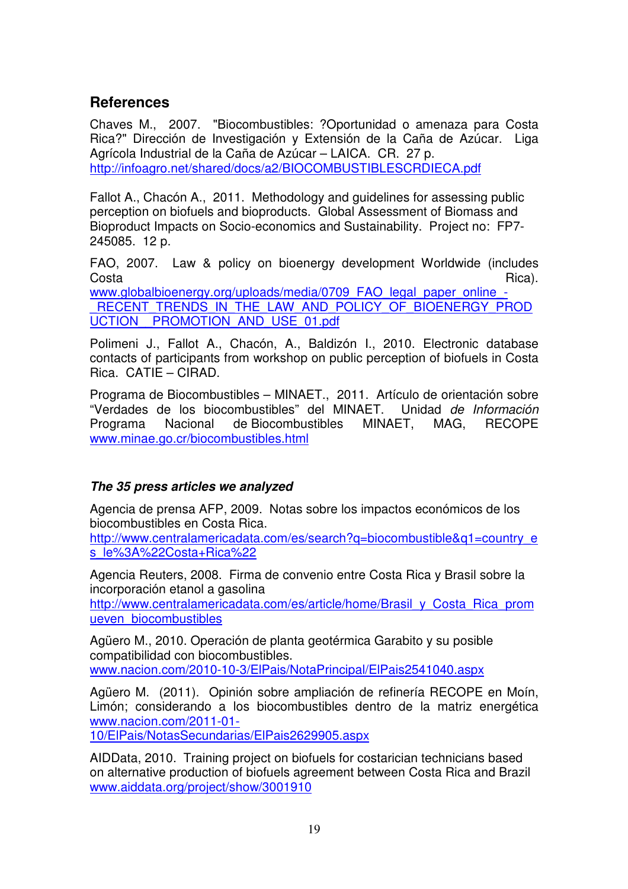## References

Chaves M., 2007. "Biocombustibles: ?Oportunidad o amenaza para Costa Rica?" Dirección de Investigación y Extensión de la Caña de Azúcar. Liga Agrícola Industrial de la Caña de Azúcar – LAICA. CR. 27 p. http://infoagro.net/shared/docs/a2/BIOCOMBUSTIBLESCRDIECA.pdf

Fallot A., Chacón A., 2011. Methodology and guidelines for assessing public perception on biofuels and bioproducts. Global Assessment of Biomass and Bioproduct Impacts on Socio-economics and Sustainability. Project no: FP7-245085. 12 p.

FAO, 2007. Law & policy on bioenergy development Worldwide (includes Costa Rica). www.globalbioenergy.org/uploads/media/0709_FAO_legal_paper_online_-_RECENT_TRENDS_IN_THE_LAW_AND_POLICY_OF_BIOENERGY_PRODUCTION__PROMOTION_AND_USE_01.pdf

Polimeni J., Fallot A., Chacón, A., Baldizón I., 2010. Electronic database contacts of participants from workshop on public perception of biofuels in Costa Rica. CATIE – CIRAD.

Programa de Biocombustibles – MINAET., 2011. Artículo de orientación sobre "Verdades de los biocombustibles" del MINAET. Unidad *de Información* Programa Nacional de Biocombustibles MINAET, MAG, RECOPE www.minae.go.cr/biocombustibles.html

### *The 35 press articles we analyzed*

Agencia de prensa AFP, 2009. Notas sobre los impactos económicos de los biocombustibles en Costa Rica. http://www.centralamericadata.com/es/search?q=biocombustible&q1=country_es_le%3A%22Costa+Rica%22

Agencia Reuters, 2008. Firma de convenio entre Costa Rica y Brasil sobre la incorporación etanol a gasolina http://www.centralamericadata.com/es/article/home/Brasil_y_Costa_Rica_promueven_biocombustibles

Agüero M., 2010. Operación de planta geotérmica Garabito y su posible compatibilidad con biocombustibles. www.nacion.com/2010-10-3/ElPais/NotaPrincipal/ElPais2541040.aspx

Agüero M. (2011). Opinión sobre ampliación de refinería RECOPE en Moín, Limón; considerando a los biocombustibles dentro de la matriz energética www.nacion.com/2011-01-10/ElPais/NotasSecundarias/ElPais2629905.aspx

AIDData, 2010. Training project on biofuels for costarician technicians based on alternative production of biofuels agreement between Costa Rica and Brazil www.aiddata.org/project/show/3001910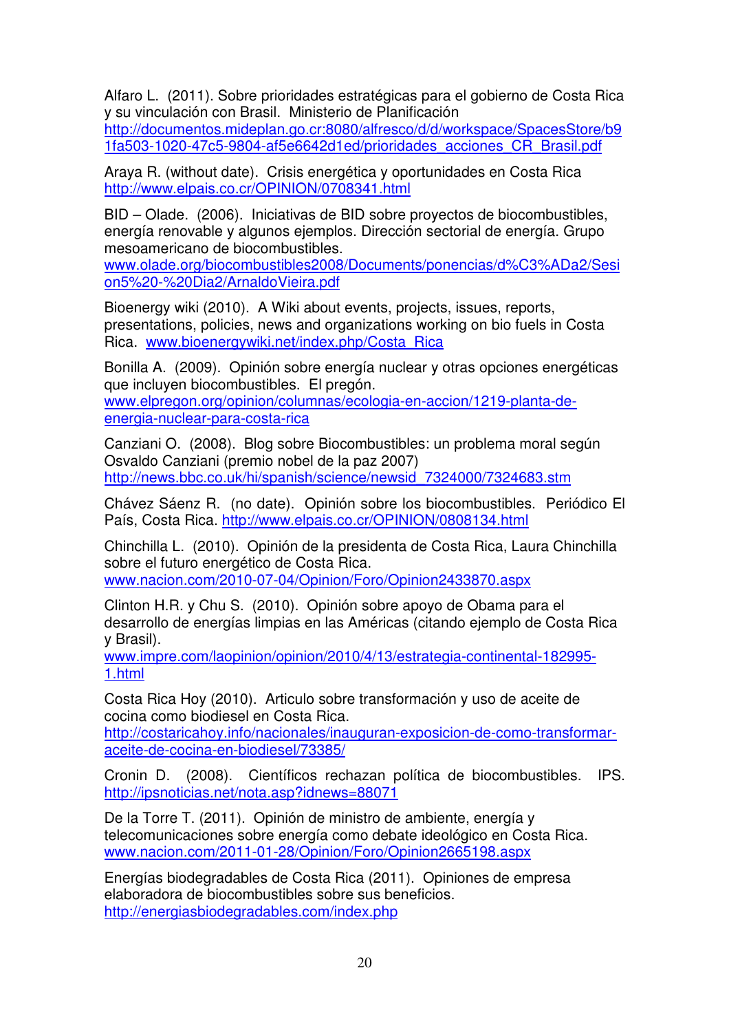Alfaro L. (2011). Sobre prioridades estratégicas para el gobierno de Costa Rica y su vinculación con Brasil. Ministerio de Planificación http://documentos.mideplan.go.cr:8080/alfresco/d/d/workspace/SpacesStore/b91fa503-1020-47c5-9804-af5e6642d1ed/prioridades_acciones_CR_Brasil.pdf

Araya R. (without date). Crisis energética y oportunidades en Costa Rica http://www.elpais.co.cr/OPINION/0708341.html

BID – Olade. (2006). Iniciativas de BID sobre proyectos de biocombustibles, energía renovable y algunos ejemplos. Dirección sectorial de energía. Grupo mesoamericano de biocombustibles. www.olade.org/biocombustibles2008/Documents/ponencias/d%C3%ADa2/Sesion5%20-%20Dia2/ArnaldoVieira.pdf

Bioenergy wiki (2010). A Wiki about events, projects, issues, reports, presentations, policies, news and organizations working on bio fuels in Costa Rica. www.bioenergywiki.net/index.php/Costa_Rica

Bonilla A. (2009). Opinión sobre energía nuclear y otras opciones energéticas que incluyen biocombustibles. El pregón. www.elpregon.org/opinion/columnas/ecologia-en-accion/1219-planta-de-energia-nuclear-para-costa-rica

Canziani O. (2008). Blog sobre Biocombustibles: un problema moral según Osvaldo Canziani (premio nobel de la paz 2007) http://news.bbc.co.uk/hi/spanish/science/newsid_7324000/7324683.stm

Chávez Sáenz R. (no date). Opinión sobre los biocombustibles. Periódico El País, Costa Rica. http://www.elpais.co.cr/OPINION/0808134.html

Chinchilla L. (2010). Opinión de la presidenta de Costa Rica, Laura Chinchilla sobre el futuro energético de Costa Rica. www.nacion.com/2010-07-04/Opinion/Foro/Opinion2433870.aspx

Clinton H.R. y Chu S. (2010). Opinión sobre apoyo de Obama para el desarrollo de energías limpias en las Américas (citando ejemplo de Costa Rica y Brasil). www.impre.com/laopinion/opinion/2010/4/13/estrategia-continental-182995-1.html

Costa Rica Hoy (2010). Articulo sobre transformación y uso de aceite de cocina como biodiesel en Costa Rica. http://costaricahoy.info/nacionales/inauguran-exposicion-de-como-transformar-aceite-de-cocina-en-biodiesel/73385/

Cronin D. (2008). Científicos rechazan política de biocombustibles. IPS. http://ipsnoticias.net/nota.asp?idnews=88071

De la Torre T. (2011). Opinión de ministro de ambiente, energía y telecomunicaciones sobre energía como debate ideológico en Costa Rica. www.nacion.com/2011-01-28/Opinion/Foro/Opinion2665198.aspx

Energías biodegradables de Costa Rica (2011). Opiniones de empresa elaboradora de biocombustibles sobre sus beneficios. http://energiasbiodegradables.com/index.php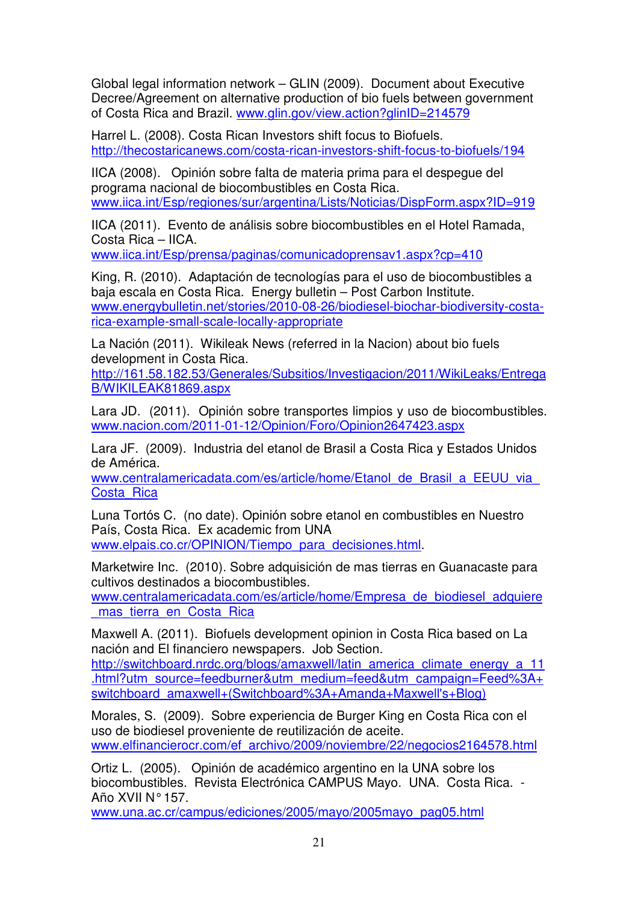Global legal information network – GLIN (2009). Document about Executive Decree/Agreement on alternative production of bio fuels between government of Costa Rica and Brazil. www.glin.gov/view.action?glinID=214579

Harrel L. (2008). Costa Rican Investors shift focus to Biofuels. http://thecostaricanews.com/costa-rican-investors-shift-focus-to-biofuels/194

IICA (2008). Opinión sobre falta de materia prima para el despegue del programa nacional de biocombustibles en Costa Rica. www.iica.int/Esp/regiones/sur/argentina/Lists/Noticias/DispForm.aspx?ID=919

IICA (2011). Evento de análisis sobre biocombustibles en el Hotel Ramada, Costa Rica – IICA. www.iica.int/Esp/prensa/paginas/comunicadoprensav1.aspx?cp=410

King, R. (2010). Adaptación de tecnologías para el uso de biocombustibles a baja escala en Costa Rica. Energy bulletin – Post Carbon Institute. www.energybulletin.net/stories/2010-08-26/biodiesel-biochar-biodiversity-costa-rica-example-small-scale-locally-appropriate

La Nación (2011). Wikileak News (referred in la Nacion) about bio fuels development in Costa Rica. http://161.58.182.53/Generales/Subsitios/Investigacion/2011/WikiLeaks/EntregaB/WIKILEAK81869.aspx

Lara JD. (2011). Opinión sobre transportes limpios y uso de biocombustibles. www.nacion.com/2011-01-12/Opinion/Foro/Opinion2647423.aspx

Lara JF. (2009). Industria del etanol de Brasil a Costa Rica y Estados Unidos de América. www.centralamericadata.com/es/article/home/Etanol_de_Brasil_a_EEUU_via_Costa_Rica

Luna Tortós C. (no date). Opinión sobre etanol en combustibles en Nuestro País, Costa Rica. Ex academic from UNA www.elpais.co.cr/OPINION/Tiempo_para_decisiones.html.

Marketwire Inc. (2010). Sobre adquisición de mas tierras en Guanacaste para cultivos destinados a biocombustibles. www.centralamericadata.com/es/article/home/Empresa_de_biodiesel_adquiere_mas_tierra_en_Costa_Rica

Maxwell A. (2011). Biofuels development opinion in Costa Rica based on La nación and El financiero newspapers. Job Section. http://switchboard.nrdc.org/blogs/amaxwell/latin_america_climate_energy_a_11.html?utm_source=feedburner&utm_medium=feed&utm_campaign=Feed%3A+switchboard_amaxwell+(Switchboard%3A+Amanda+Maxwell's+Blog)

Morales, S. (2009). Sobre experiencia de Burger King en Costa Rica con el uso de biodiesel proveniente de reutilización de aceite. www.elfinancierocr.com/ef_archivo/2009/noviembre/22/negocios2164578.html

Ortiz L. (2005). Opinión de académico argentino en la UNA sobre los biocombustibles. Revista Electrónica CAMPUS Mayo. UNA. Costa Rica. - Año XVII N° 157. www.una.ac.cr/campus/ediciones/2005/mayo/2005mayo_pag05.html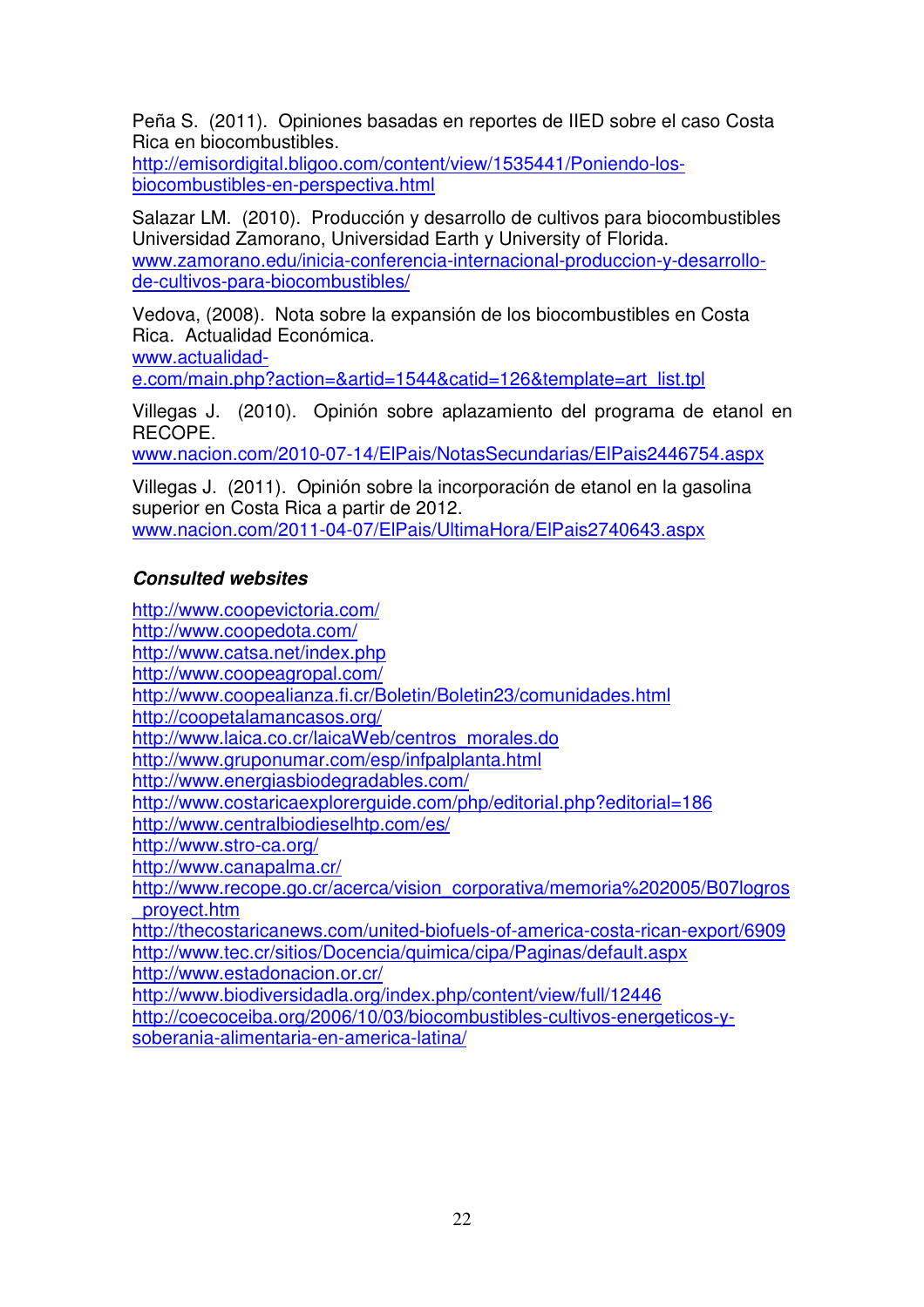Peña S. (2011). Opiniones basadas en reportes de IIED sobre el caso Costa Rica en biocombustibles.
http://emisordigital.bligoo.com/content/view/1535441/Poniendo-los-biocombustibles-en-perspectiva.html

Salazar LM. (2010). Producción y desarrollo de cultivos para biocombustibles Universidad Zamorano, Universidad Earth y University of Florida.
www.zamorano.edu/inicia-conferencia-internacional-produccion-y-desarrollo-de-cultivos-para-biocombustibles/

Vedova, (2008). Nota sobre la expansión de los biocombustibles en Costa Rica. Actualidad Económica.
www.actualidad-e.com/main.php?action=&artid=1544&catid=126&template=art_list.tpl

Villegas J. (2010). Opinión sobre aplazamiento del programa de etanol en RECOPE.
www.nacion.com/2010-07-14/ElPais/NotasSecundarias/ElPais2446754.aspx

Villegas J. (2011). Opinión sobre la incorporación de etanol en la gasolina superior en Costa Rica a partir de 2012.
www.nacion.com/2011-04-07/ElPais/UltimaHora/ElPais2740643.aspx

***Consulted websites***

http://www.coopevictoria.com/
http://www.coopedota.com/
http://www.catsa.net/index.php
http://www.coopeagropal.com/
http://www.coopealianza.fi.cr/Boletin/Boletin23/comunidades.html
http://coopetalamancasos.org/
http://www.laica.co.cr/laicaWeb/centros_morales.do
http://www.gruponumar.com/esp/infpalplanta.html
http://www.energiasbiodegradables.com/
http://www.costaricaexplorerguide.com/php/editorial.php?editorial=186
http://www.centralbiodieselhtp.com/es/
http://www.stro-ca.org/
http://www.canapalma.cr/
http://www.recope.go.cr/acerca/vision_corporativa/memoria%202005/B07logros_proyect.htm
http://thecostaricanews.com/united-biofuels-of-america-costa-rican-export/6909
http://www.tec.cr/sitios/Docencia/quimica/cipa/Paginas/default.aspx
http://www.estadonacion.or.cr/
http://www.biodiversidadla.org/index.php/content/view/full/12446
http://coecoceiba.org/2006/10/03/biocombustibles-cultivos-energeticos-y-soberania-alimentaria-en-america-latina/